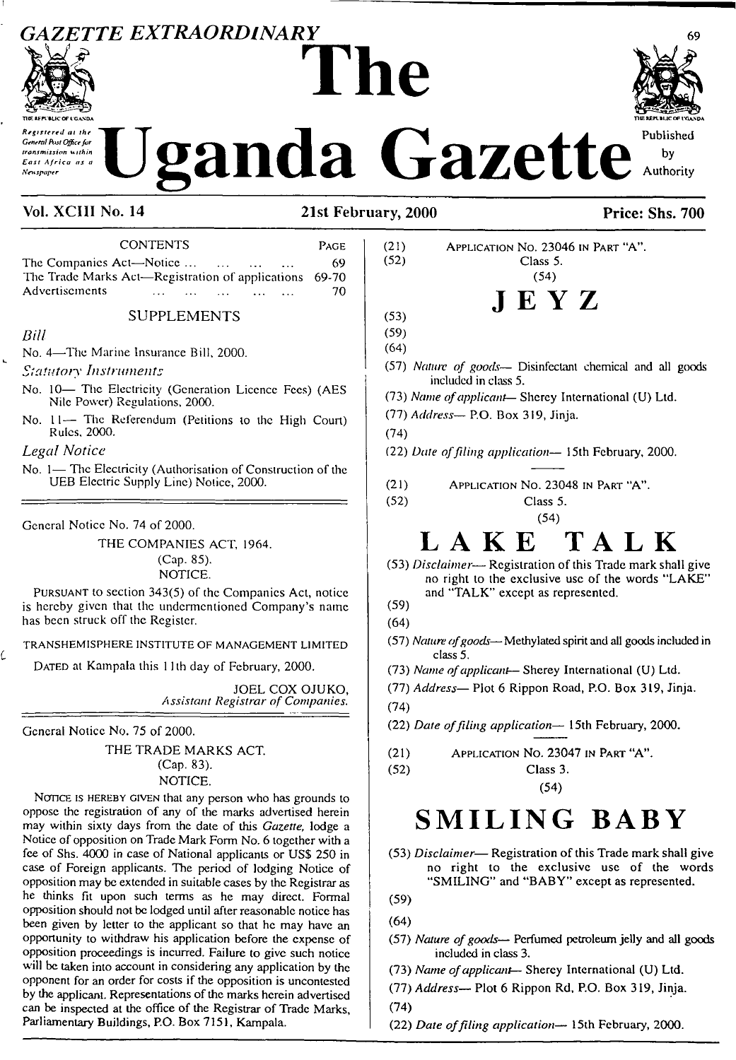# GAZETTE EXTRAORDINARY

# The Uganda Gazette

Registered at the General Post Office for transmission within East Africa as a Newspaper

Published by Authority

**Vol. XCIII No. 14** **21st February, 2000** **Price: Shs. 700**

| CONTENTS | PAGE |
|---|---|
| The Companies Act—Notice ... ... ... ... | 69 |
| The Trade Marks Act—Registration of applications | 69-70 |
| Advertisements ... ... ... ... ... | 70 |

SUPPLEMENTS

*Bill*

No. 4—The Marine Insurance Bill, 2000.

*Statutory Instruments*

No. 10— The Electricity (Generation Licence Fees) (AES Nile Power) Regulations, 2000.

No. 11— The Referendum (Petitions to the High Court) Rules, 2000.

*Legal Notice*

No. 1— The Electricity (Authorisation of Construction of the UEB Electric Supply Line) Notice, 2000.

---

General Notice No. 74 of 2000.

THE COMPANIES ACT, 1964.
(Cap. 85).
NOTICE.

PURSUANT to section 343(5) of the Companies Act, notice is hereby given that the undermentioned Company's name has been struck off the Register.

TRANSHEMISPHERE INSTITUTE OF MANAGEMENT LIMITED

DATED at Kampala this 11th day of February, 2000.

JOEL COX OJUKO,
*Assistant Registrar of Companies.*

---

General Notice No. 75 of 2000.

THE TRADE MARKS ACT.
(Cap. 83).
NOTICE.

NOTICE IS HEREBY GIVEN that any person who has grounds to oppose the registration of any of the marks advertised herein may within sixty days from the date of this *Gazette,* lodge a Notice of opposition on Trade Mark Form No. 6 together with a fee of Shs. 4000 in case of National applicants or US$ 250 in case of Foreign applicants. The period of lodging Notice of opposition may be extended in suitable cases by the Registrar as he thinks fit upon such terms as he may direct. Formal opposition should not be lodged until after reasonable notice has been given by letter to the applicant so that he may have an opportunity to withdraw his application before the expense of opposition proceedings is incurred. Failure to give such notice will be taken into account in considering any application by the opponent for an order for costs if the opposition is uncontested by the applicant. Representations of the marks herein advertised can be inspected at the office of the Registrar of Trade Marks, Parliamentary Buildings, P.O. Box 7151, Kampala.

(21) APPLICATION No. 23046 IN PART "A".

(52) Class 5.

(54)

**JEYZ**

(53)

(59)

(64)

(57) *Nature of goods*— Disinfectant chemical and all goods included in class 5.

(73) *Name of applicant*— Sherey International (U) Ltd.

(77) *Address*— P.O. Box 319, Jinja.

(74)

(22) *Date of filing application*— 15th February, 2000.

---

(21) APPLICATION No. 23048 IN PART "A".

(52) Class 5.

(54)

**LAKE TALK**

(53) *Disclaimer*— Registration of this Trade mark shall give no right to the exclusive use of the words "LAKE" and "TALK" except as represented.

(59)

(64)

(57) *Nature of goods*— Methylated spirit and all goods included in class 5.

(73) *Name of applicant*— Sherey International (U) Ltd.

(77) *Address*— Plot 6 Rippon Road, P.O. Box 319, Jinja.

(74)

(22) *Date of filing application*— 15th February, 2000.

---

(21) APPLICATION No. 23047 IN PART "A".

(52) Class 3.

(54)

**SMILING BABY**

(53) *Disclaimer*— Registration of this Trade mark shall give no right to the exclusive use of the words "SMILING" and "BABY" except as represented.

(59)

(64)

(57) *Nature of goods*— Perfumed petroleum jelly and all goods included in class 3.

(73) *Name of applicant*— Sherey International (U) Ltd.

(77) *Address*— Plot 6 Rippon Rd, P.O. Box 319, Jinja.

(74)

(22) *Date of filing application*— 15th February, 2000.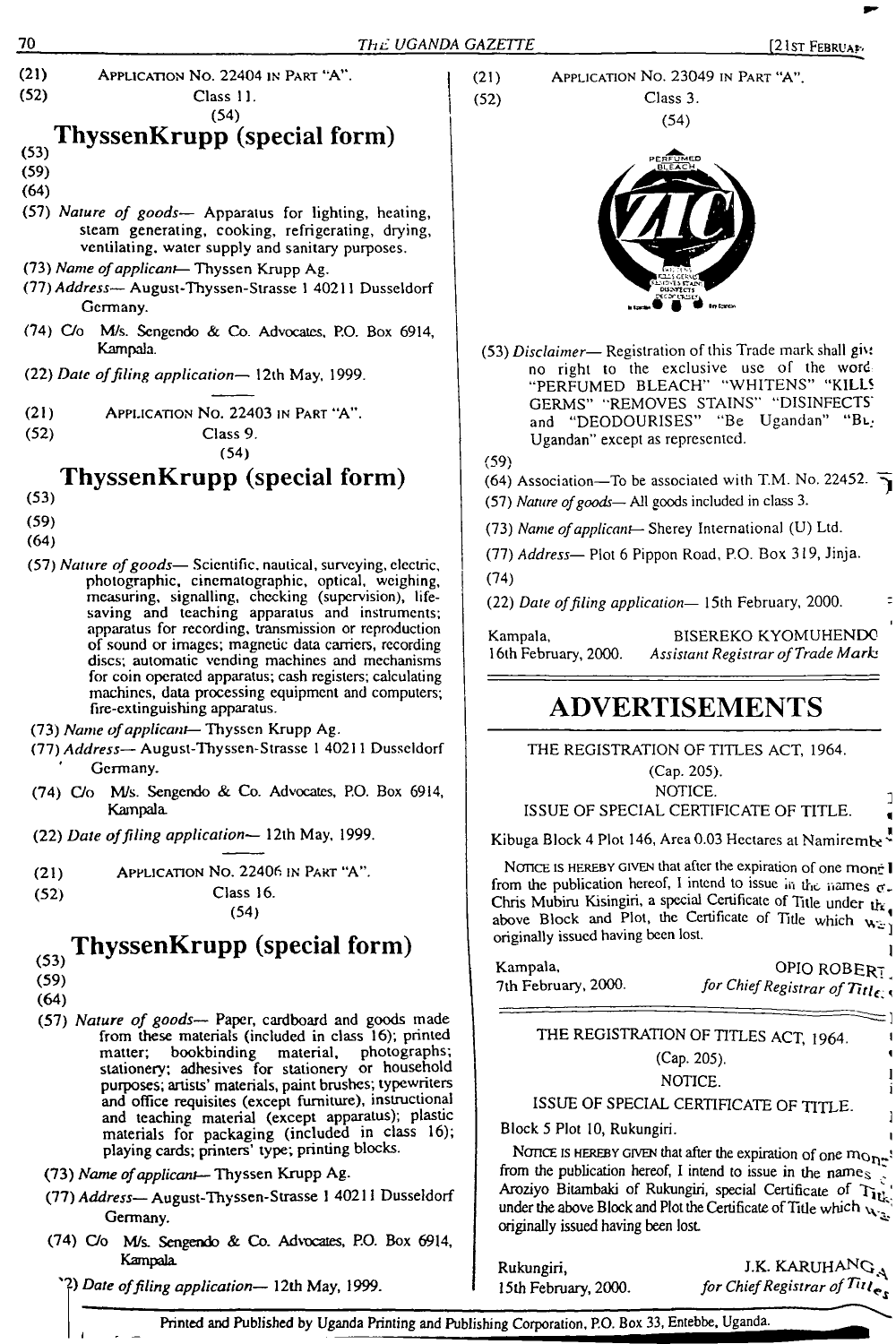(21) APPLICATION NO. 22404 IN PART "A".

(52) Class 11.

(54)

(53) **ThyssenKrupp (special form)**

(59)

(64)

(57) *Nature of goods*— Apparatus for lighting, heating, steam generating, cooking, refrigerating, drying, ventilating, water supply and sanitary purposes.

(73) *Name of applicant*— Thyssen Krupp Ag.

(77) *Address*— August-Thyssen-Strasse 1 40211 Dusseldorf Germany.

(74) C/o M/s. Sengendo & Co. Advocates, P.O. Box 6914, Kampala.

(22) *Date of filing application*— 12th May, 1999.

---

(21) APPLICATION NO. 22403 IN PART "A".

(52) Class 9.

(54)

**ThyssenKrupp (special form)**

(53)

(59)

(64)

(57) *Nature of goods*— Scientific, nautical, surveying, electric, photographic, cinematographic, optical, weighing, measuring, signalling, checking (supervision), life-saving and teaching apparatus and instruments; apparatus for recording, transmission or reproduction of sound or images; magnetic data carriers, recording discs; automatic vending machines and mechanisms for coin operated apparatus; cash registers; calculating machines, data processing equipment and computers; fire-extinguishing apparatus.

(73) *Name of applicant*— Thyssen Krupp Ag.

(77) *Address*— August-Thyssen-Strasse 1 40211 Dusseldorf Germany.

(74) C/o M/s. Sengendo & Co. Advocates, P.O. Box 6914, Kampala.

(22) *Date of filing application*— 12th May, 1999.

---

(21) APPLICATION NO. 22406 IN PART "A".

(52) Class 16.

(54)

(53) **ThyssenKrupp (special form)**

(59)

(64)

(57) *Nature of goods*— Paper, cardboard and goods made from these materials (included in class 16); printed matter; bookbinding material, photographs; stationery; adhesives for stationery or household purposes; artists' materials, paint brushes; typewriters and office requisites (except furniture), instructional and teaching material (except apparatus); plastic materials for packaging (included in class 16); playing cards; printers' type; printing blocks.

(73) *Name of applicant*— Thyssen Krupp Ag.

(77) *Address*— August-Thyssen-Strasse 1 40211 Dusseldorf Germany.

(74) C/o M/s. Sengendo & Co. Advocates, P.O. Box 6914, Kampala.

(22) *Date of filing application*— 12th May, 1999.

---

(21) APPLICATION NO. 23049 IN PART "A".

(52) Class 3.

(54)

(53) *Disclaimer*— Registration of this Trade mark shall give no right to the exclusive use of the words "PERFUMED BLEACH" "WHITENS" "KILLS GERMS" "REMOVES STAINS" "DISINFECTS" and "DEODOURISES" "Be Ugandan" "Buy Ugandan" except as represented.

(59)

(64) Association—To be associated with T.M. No. 22452.

(57) *Nature of goods*— All goods included in class 3.

(73) *Name of applicant*— Sherey International (U) Ltd.

(77) *Address*— Plot 6 Pippon Road, P.O. Box 319, Jinja.

(74)

(22) *Date of filing application*— 15th February, 2000.

Kampala,
16th February, 2000.

BISEREKO KYOMUHENDO
*Assistant Registrar of Trade Marks*

---

# ADVERTISEMENTS

THE REGISTRATION OF TITLES ACT, 1964.
(Cap. 205).
NOTICE.
ISSUE OF SPECIAL CERTIFICATE OF TITLE.

Kibuga Block 4 Plot 146, Area 0.03 Hectares at Namirembe.

NOTICE IS HEREBY GIVEN that after the expiration of one month from the publication hereof, I intend to issue in the names of Chris Mubiru Kisingiri, a special Certificate of Title under the above Block and Plot, the Certificate of Title which was originally issued having been lost.

Kampala,
7th February, 2000.

OPIO ROBERT,
*for Chief Registrar of Titles.*

---

THE REGISTRATION OF TITLES ACT, 1964.
(Cap. 205).
NOTICE.
ISSUE OF SPECIAL CERTIFICATE OF TITLE.

Block 5 Plot 10, Rukungiri.

NOTICE IS HEREBY GIVEN that after the expiration of one month from the publication hereof, I intend to issue in the names of Aroziyo Bitambaki of Rukungiri, special Certificate of Title under the above Block and Plot the Certificate of Title which was originally issued having been lost.

Rukungiri,
15th February, 2000.

J.K. KARUHANGA,
*for Chief Registrar of Titles.*

Printed and Published by Uganda Printing and Publishing Corporation, P.O. Box 33, Entebbe, Uganda.